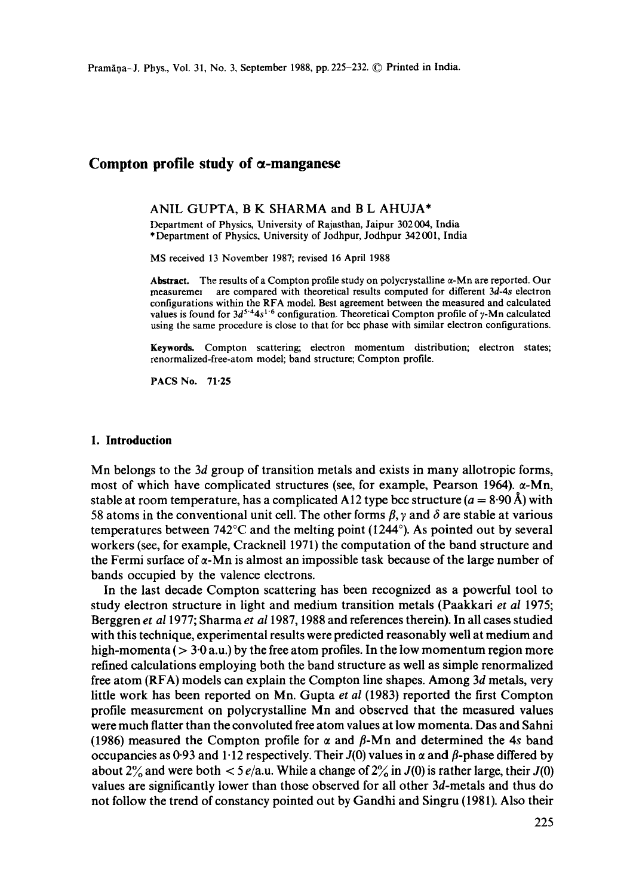# Compton profile study of α-manganese

ANIL GUPTA, B K SHARMA and B L AHUJA*

Department of Physics, University of Rajasthan, Jaipur 302 004, India
*Department of Physics, University of Jodhpur, Jodhpur 342 001, India

MS received 13 November 1987; revised 16 April 1988

**Abstract.** The results of a Compton profile study on polycrystalline α-Mn are reported. Our measuremei are compared with theoretical results computed for different $3d$-$4s$ electron configurations within the RFA model. Best agreement between the measured and calculated values is found for $3d^{5.4}4s^{1.6}$ configuration. Theoretical Compton profile of γ-Mn calculated using the same procedure is close to that for bcc phase with similar electron configurations.

**Keywords.** Compton scattering; electron momentum distribution; electron states; renormalized-free-atom model; band structure; Compton profile.

**PACS No.** 71·25

## 1. Introduction

Mn belongs to the $3d$ group of transition metals and exists in many allotropic forms, most of which have complicated structures (see, for example, Pearson 1964). α-Mn, stable at room temperature, has a complicated A12 type bcc structure ($a = 8{\cdot}90$ Å) with 58 atoms in the conventional unit cell. The other forms β, γ and δ are stable at various temperatures between 742°C and the melting point (1244°). As pointed out by several workers (see, for example, Cracknell 1971) the computation of the band structure and the Fermi surface of α-Mn is almost an impossible task because of the large number of bands occupied by the valence electrons.

In the last decade Compton scattering has been recognized as a powerful tool to study electron structure in light and medium transition metals (Paakkari *et al* 1975; Berggren *et al* 1977; Sharma *et al* 1987, 1988 and references therein). In all cases studied with this technique, experimental results were predicted reasonably well at medium and high-momenta (> 3·0 a.u.) by the free atom profiles. In the low momentum region more refined calculations employing both the band structure as well as simple renormalized free atom (RFA) models can explain the Compton line shapes. Among $3d$ metals, very little work has been reported on Mn. Gupta *et al* (1983) reported the first Compton profile measurement on polycrystalline Mn and observed that the measured values were much flatter than the convoluted free atom values at low momenta. Das and Sahni (1986) measured the Compton profile for α and β-Mn and determined the $4s$ band occupancies as 0·93 and 1·12 respectively. Their $J(0)$ values in α and β-phase differed by about 2% and were both < 5 $e$/a.u. While a change of 2% in $J(0)$ is rather large, their $J(0)$ values are significantly lower than those observed for all other $3d$-metals and thus do not follow the trend of constancy pointed out by Gandhi and Singru (1981). Also their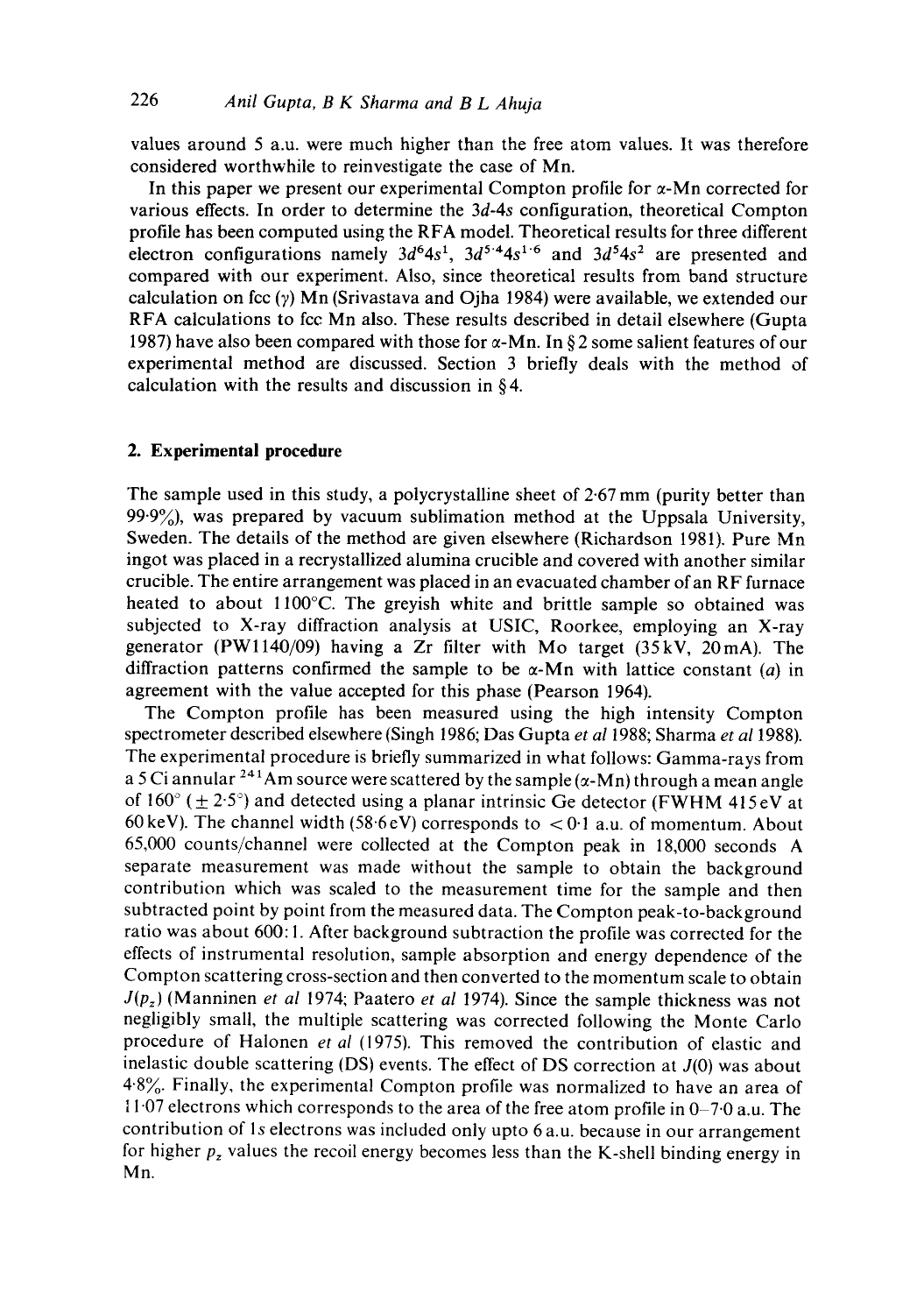values around 5 a.u. were much higher than the free atom values. It was therefore considered worthwhile to reinvestigate the case of Mn.

In this paper we present our experimental Compton profile for $\alpha$-Mn corrected for various effects. In order to determine the $3d$-$4s$ configuration, theoretical Compton profile has been computed using the RFA model. Theoretical results for three different electron configurations namely $3d^6 4s^1$, $3d^{5\cdot4} 4s^{1\cdot6}$ and $3d^5 4s^2$ are presented and compared with our experiment. Also, since theoretical results from band structure calculation on fcc ($\gamma$) Mn (Srivastava and Ojha 1984) were available, we extended our RFA calculations to fcc Mn also. These results described in detail elsewhere (Gupta 1987) have also been compared with those for $\alpha$-Mn. In § 2 some salient features of our experimental method are discussed. Section 3 briefly deals with the method of calculation with the results and discussion in § 4.

## 2. Experimental procedure

The sample used in this study, a polycrystalline sheet of 2·67 mm (purity better than 99·9%), was prepared by vacuum sublimation method at the Uppsala University, Sweden. The details of the method are given elsewhere (Richardson 1981). Pure Mn ingot was placed in a recrystallized alumina crucible and covered with another similar crucible. The entire arrangement was placed in an evacuated chamber of an RF furnace heated to about 1100°C. The greyish white and brittle sample so obtained was subjected to X-ray diffraction analysis at USIC, Roorkee, employing an X-ray generator (PW1140/09) having a Zr filter with Mo target (35 kV, 20 mA). The diffraction patterns confirmed the sample to be $\alpha$-Mn with lattice constant ($a$) in agreement with the value accepted for this phase (Pearson 1964).

The Compton profile has been measured using the high intensity Compton spectrometer described elsewhere (Singh 1986; Das Gupta *et al* 1988; Sharma *et al* 1988). The experimental procedure is briefly summarized in what follows: Gamma-rays from a 5 Ci annular $^{241}$Am source were scattered by the sample ($\alpha$-Mn) through a mean angle of 160° ($\pm$ 2·5°) and detected using a planar intrinsic Ge detector (FWHM 415 eV at 60 keV). The channel width (58·6 eV) corresponds to $<$ 0·1 a.u. of momentum. About 65,000 counts/channel were collected at the Compton peak in 18,000 seconds A separate measurement was made without the sample to obtain the background contribution which was scaled to the measurement time for the sample and then subtracted point by point from the measured data. The Compton peak-to-background ratio was about 600:1. After background subtraction the profile was corrected for the effects of instrumental resolution, sample absorption and energy dependence of the Compton scattering cross-section and then converted to the momentum scale to obtain $J(p_z)$ (Manninen *et al* 1974; Paatero *et al* 1974). Since the sample thickness was not negligibly small, the multiple scattering was corrected following the Monte Carlo procedure of Halonen *et al* (1975). This removed the contribution of elastic and inelastic double scattering (DS) events. The effect of DS correction at $J(0)$ was about 4·8%. Finally, the experimental Compton profile was normalized to have an area of 11·07 electrons which corresponds to the area of the free atom profile in 0–7·0 a.u. The contribution of $1s$ electrons was included only upto 6 a.u. because in our arrangement for higher $p_z$ values the recoil energy becomes less than the K-shell binding energy in Mn.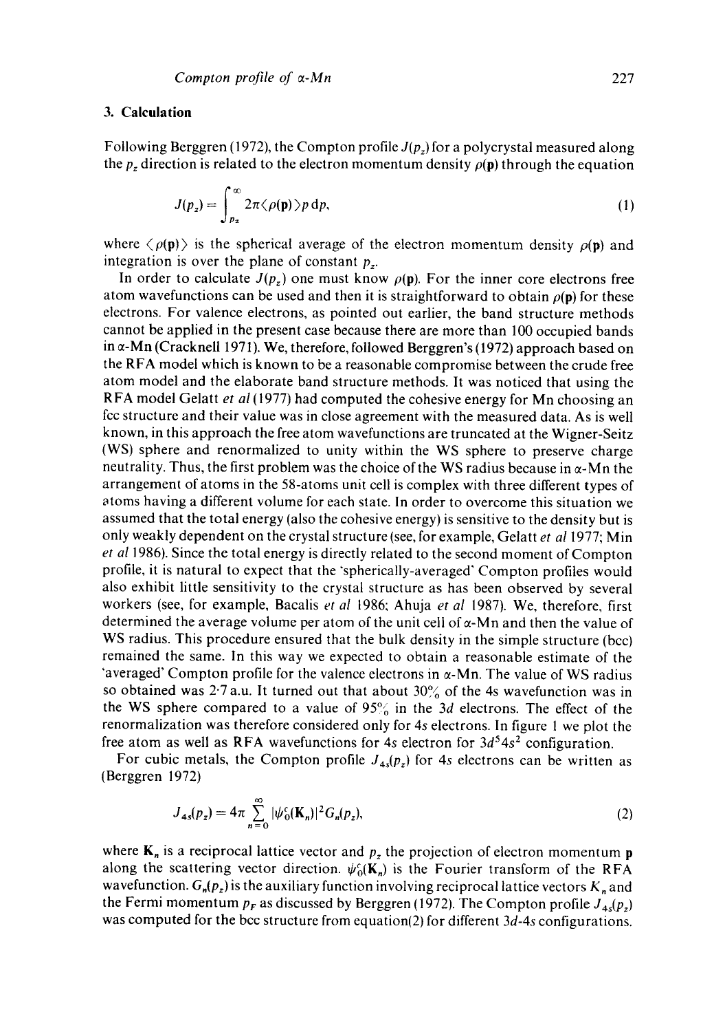## 3. Calculation

Following Berggren (1972), the Compton profile $J(p_z)$ for a polycrystal measured along the $p_z$ direction is related to the electron momentum density $\rho(\mathbf{p})$ through the equation

$$J(p_z) = \int_{p_z}^{\infty} 2\pi \langle \rho(\mathbf{p}) \rangle p \, \mathrm{d}p, \tag{1}$$

where $\langle \rho(\mathbf{p}) \rangle$ is the spherical average of the electron momentum density $\rho(\mathbf{p})$ and integration is over the plane of constant $p_z$.

In order to calculate $J(p_z)$ one must know $\rho(\mathbf{p})$. For the inner core electrons free atom wavefunctions can be used and then it is straightforward to obtain $\rho(\mathbf{p})$ for these electrons. For valence electrons, as pointed out earlier, the band structure methods cannot be applied in the present case because there are more than 100 occupied bands in α-Mn (Cracknell 1971). We, therefore, followed Berggren's (1972) approach based on the RFA model which is known to be a reasonable compromise between the crude free atom model and the elaborate band structure methods. It was noticed that using the RFA model Gelatt *et al* (1977) had computed the cohesive energy for Mn choosing an fcc structure and their value was in close agreement with the measured data. As is well known, in this approach the free atom wavefunctions are truncated at the Wigner-Seitz (WS) sphere and renormalized to unity within the WS sphere to preserve charge neutrality. Thus, the first problem was the choice of the WS radius because in α-Mn the arrangement of atoms in the 58-atoms unit cell is complex with three different types of atoms having a different volume for each state. In order to overcome this situation we assumed that the total energy (also the cohesive energy) is sensitive to the density but is only weakly dependent on the crystal structure (see, for example, Gelatt *et al* 1977; Min *et al* 1986). Since the total energy is directly related to the second moment of Compton profile, it is natural to expect that the 'spherically-averaged' Compton profiles would also exhibit little sensitivity to the crystal structure as has been observed by several workers (see, for example, Bacalis *et al* 1986; Ahuja *et al* 1987). We, therefore, first determined the average volume per atom of the unit cell of α-Mn and then the value of WS radius. This procedure ensured that the bulk density in the simple structure (bcc) remained the same. In this way we expected to obtain a reasonable estimate of the 'averaged' Compton profile for the valence electrons in α-Mn. The value of WS radius so obtained was 2·7 a.u. It turned out that about 30% of the 4s wavefunction was in the WS sphere compared to a value of 95% in the 3d electrons. The effect of the renormalization was therefore considered only for 4s electrons. In figure 1 we plot the free atom as well as RFA wavefunctions for 4s electron for $3d^5 4s^2$ configuration.

For cubic metals, the Compton profile $J_{4s}(p_z)$ for 4s electrons can be written as (Berggren 1972)

$$J_{4s}(p_z) = 4\pi \sum_{n=0}^{\infty} |\psi_0^c(\mathbf{K}_n)|^2 G_n(p_z), \tag{2}$$

where $\mathbf{K}_n$ is a reciprocal lattice vector and $p_z$ the projection of electron momentum $\mathbf{p}$ along the scattering vector direction. $\psi_0^c(\mathbf{K}_n)$ is the Fourier transform of the RFA wavefunction. $G_n(p_z)$ is the auxiliary function involving reciprocal lattice vectors $K_n$ and the Fermi momentum $p_F$ as discussed by Berggren (1972). The Compton profile $J_{4s}(p_z)$ was computed for the bcc structure from equation (2) for different 3d-4s configurations.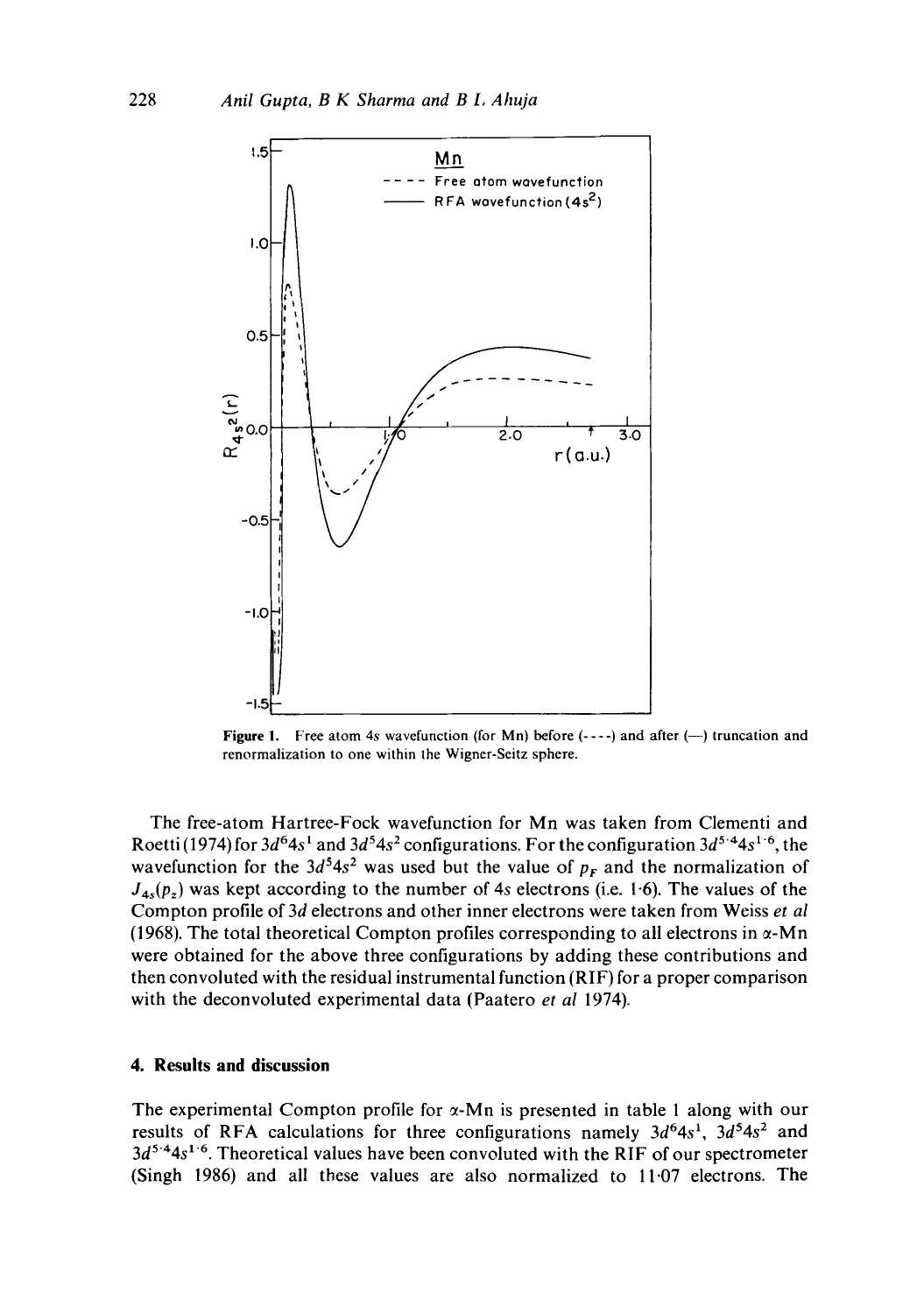Figure 1. Free atom 4s wavefunction (for Mn) before (----) and after (—) truncation and renormalization to one within the Wigner-Seitz sphere.

The free-atom Hartree-Fock wavefunction for Mn was taken from Clementi and Roetti (1974) for $3d^6 4s^1$ and $3d^5 4s^2$ configurations. For the configuration $3d^{5\cdot 4} 4s^{1\cdot 6}$, the wavefunction for the $3d^5 4s^2$ was used but the value of $p_F$ and the normalization of $J_{4s}(p_z)$ was kept according to the number of 4s electrons (i.e. 1·6). The values of the Compton profile of 3d electrons and other inner electrons were taken from Weiss *et al* (1968). The total theoretical Compton profiles corresponding to all electrons in α-Mn were obtained for the above three configurations by adding these contributions and then convoluted with the residual instrumental function (RIF) for a proper comparison with the deconvoluted experimental data (Paatero *et al* 1974).

## 4. Results and discussion

The experimental Compton profile for α-Mn is presented in table 1 along with our results of RFA calculations for three configurations namely $3d^6 4s^1$, $3d^5 4s^2$ and $3d^{5\cdot 4} 4s^{1\cdot 6}$. Theoretical values have been convoluted with the RIF of our spectrometer (Singh 1986) and all these values are also normalized to 11·07 electrons. The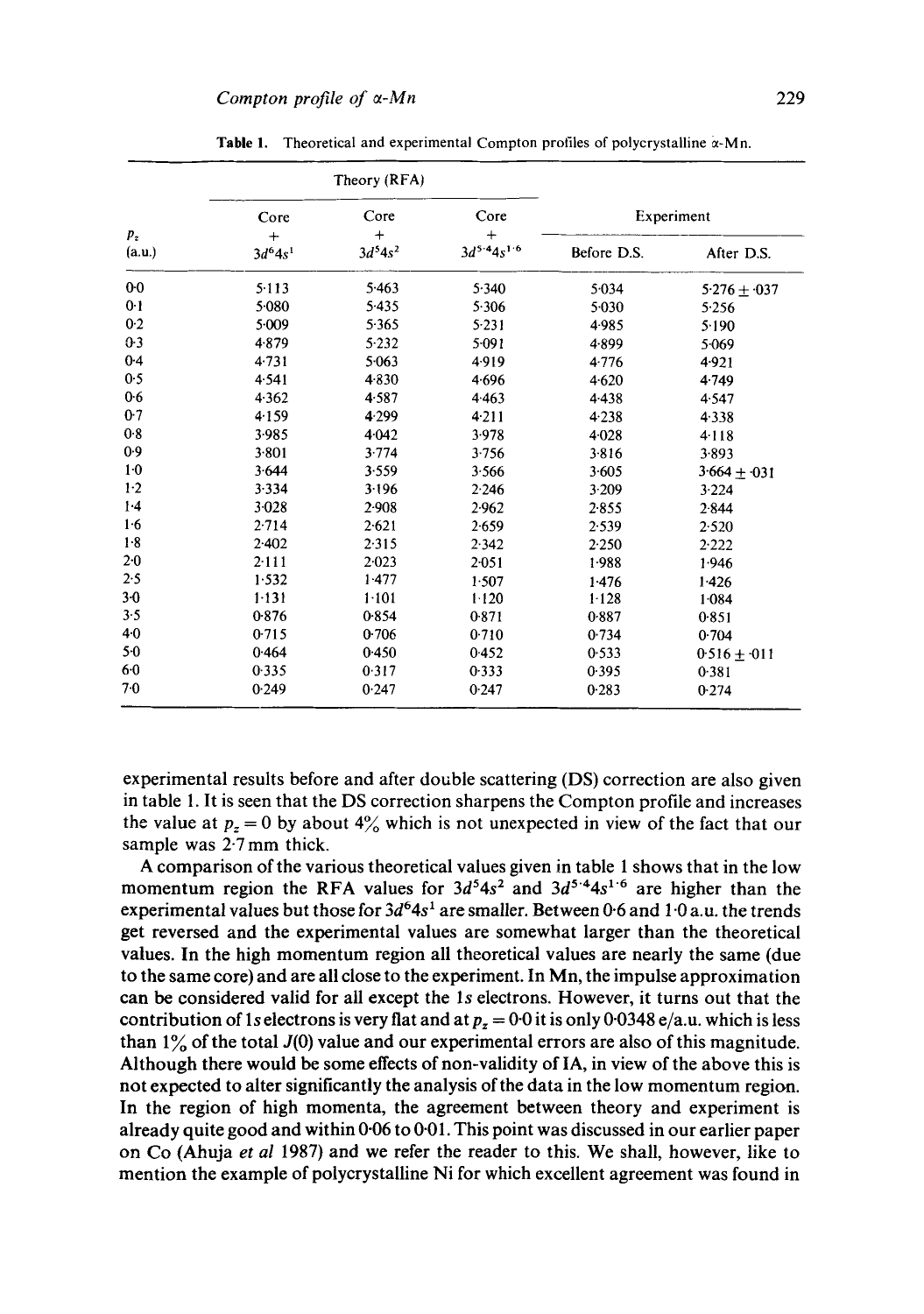**Table 1.** Theoretical and experimental Compton profiles of polycrystalline α-Mn.

| | Theory (RFA) | | | Experiment | |
|---|---|---|---|---|---|
| $p_z$ (a.u.) | Core + $3d^6 4s^1$ | Core + $3d^5 4s^2$ | Core + $3d^{5.4} 4s^{1.6}$ | Before D.S. | After D.S. |
| 0·0 | 5·113 | 5·463 | 5·340 | 5·034 | 5·276 ± ·037 |
| 0·1 | 5·080 | 5·435 | 5·306 | 5·030 | 5·256 |
| 0·2 | 5·009 | 5·365 | 5·231 | 4·985 | 5·190 |
| 0·3 | 4·879 | 5·232 | 5·091 | 4·899 | 5·069 |
| 0·4 | 4·731 | 5·063 | 4·919 | 4·776 | 4·921 |
| 0·5 | 4·541 | 4·830 | 4·696 | 4·620 | 4·749 |
| 0·6 | 4·362 | 4·587 | 4·463 | 4·438 | 4·547 |
| 0·7 | 4·159 | 4·299 | 4·211 | 4·238 | 4·338 |
| 0·8 | 3·985 | 4·042 | 3·978 | 4·028 | 4·118 |
| 0·9 | 3·801 | 3·774 | 3·756 | 3·816 | 3·893 |
| 1·0 | 3·644 | 3·559 | 3·566 | 3·605 | 3·664 ± ·031 |
| 1·2 | 3·334 | 3·196 | 2·246 | 3·209 | 3·224 |
| 1·4 | 3·028 | 2·908 | 2·962 | 2·855 | 2·844 |
| 1·6 | 2·714 | 2·621 | 2·659 | 2·539 | 2·520 |
| 1·8 | 2·402 | 2·315 | 2·342 | 2·250 | 2·222 |
| 2·0 | 2·111 | 2·023 | 2·051 | 1·988 | 1·946 |
| 2·5 | 1·532 | 1·477 | 1·507 | 1·476 | 1·426 |
| 3·0 | 1·131 | 1·101 | 1·120 | 1·128 | 1·084 |
| 3·5 | 0·876 | 0·854 | 0·871 | 0·887 | 0·851 |
| 4·0 | 0·715 | 0·706 | 0·710 | 0·734 | 0·704 |
| 5·0 | 0·464 | 0·450 | 0·452 | 0·533 | 0·516 ± ·011 |
| 6·0 | 0·335 | 0·317 | 0·333 | 0·395 | 0·381 |
| 7·0 | 0·249 | 0·247 | 0·247 | 0·283 | 0·274 |

experimental results before and after double scattering (DS) correction are also given in table 1. It is seen that the DS correction sharpens the Compton profile and increases the value at $p_z = 0$ by about 4% which is not unexpected in view of the fact that our sample was 2·7 mm thick.

A comparison of the various theoretical values given in table 1 shows that in the low momentum region the RFA values for $3d^5 4s^2$ and $3d^{5.4} 4s^{1.6}$ are higher than the experimental values but those for $3d^6 4s^1$ are smaller. Between 0·6 and 1·0 a.u. the trends get reversed and the experimental values are somewhat larger than the theoretical values. In the high momentum region all theoretical values are nearly the same (due to the same core) and are all close to the experiment. In Mn, the impulse approximation can be considered valid for all except the 1*s* electrons. However, it turns out that the contribution of 1*s* electrons is very flat and at $p_z = 0·0$ it is only 0·0348 e/a.u. which is less than 1% of the total $J(0)$ value and our experimental errors are also of this magnitude. Although there would be some effects of non-validity of IA, in view of the above this is not expected to alter significantly the analysis of the data in the low momentum region. In the region of high momenta, the agreement between theory and experiment is already quite good and within 0·06 to 0·01. This point was discussed in our earlier paper on Co (Ahuja *et al* 1987) and we refer the reader to this. We shall, however, like to mention the example of polycrystalline Ni for which excellent agreement was found in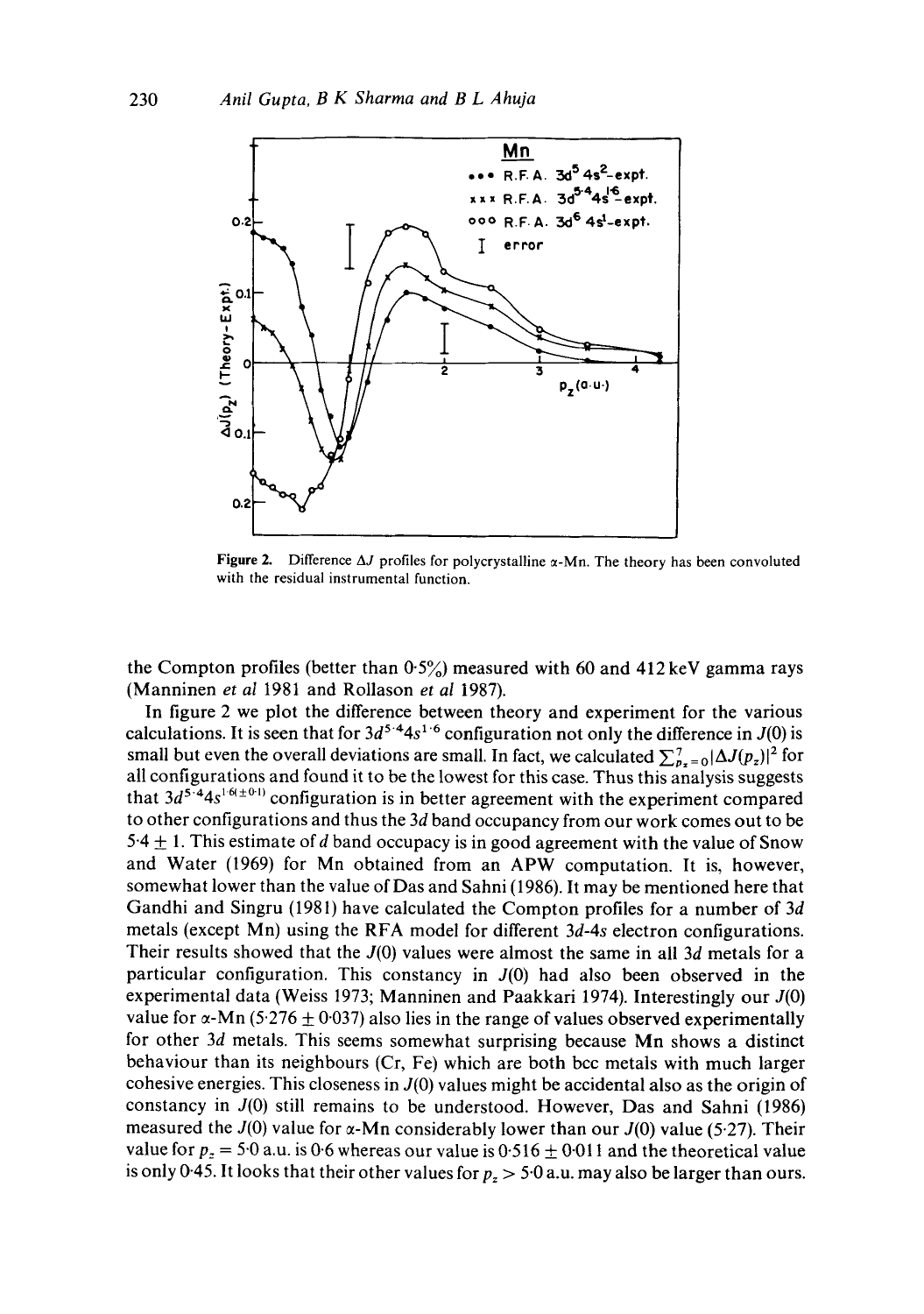**Figure 2.** Difference $\Delta J$ profiles for polycrystalline $\alpha$-Mn. The theory has been convoluted with the residual instrumental function.

the Compton profiles (better than 0·5%) measured with 60 and 412 keV gamma rays (Manninen *et al* 1981 and Rollason *et al* 1987).

In figure 2 we plot the difference between theory and experiment for the various calculations. It is seen that for $3d^{5\cdot4}4s^{1\cdot6}$ configuration not only the difference in $J(0)$ is small but even the overall deviations are small. In fact, we calculated $\sum_{p_z=0}^{7}|\Delta J(p_z)|^2$ for all configurations and found it to be the lowest for this case. Thus this analysis suggests that $3d^{5\cdot4}4s^{1\cdot6(\pm0\cdot1)}$ configuration is in better agreement with the experiment compared to other configurations and thus the 3*d* band occupancy from our work comes out to be $5\cdot4 \pm 1$. This estimate of *d* band occupacy is in good agreement with the value of Snow and Water (1969) for Mn obtained from an APW computation. It is, however, somewhat lower than the value of Das and Sahni (1986). It may be mentioned here that Gandhi and Singru (1981) have calculated the Compton profiles for a number of 3*d* metals (except Mn) using the RFA model for different 3*d*-4*s* electron configurations. Their results showed that the $J(0)$ values were almost the same in all 3*d* metals for a particular configuration. This constancy in $J(0)$ had also been observed in the experimental data (Weiss 1973; Manninen and Paakkari 1974). Interestingly our $J(0)$ value for $\alpha$-Mn ($5\cdot276 \pm 0\cdot037$) also lies in the range of values observed experimentally for other 3*d* metals. This seems somewhat surprising because Mn shows a distinct behaviour than its neighbours (Cr, Fe) which are both bcc metals with much larger cohesive energies. This closeness in $J(0)$ values might be accidental also as the origin of constancy in $J(0)$ still remains to be understood. However, Das and Sahni (1986) measured the $J(0)$ value for $\alpha$-Mn considerably lower than our $J(0)$ value (5·27). Their value for $p_z = 5\cdot0$ a.u. is 0·6 whereas our value is $0\cdot516 \pm 0\cdot011$ and the theoretical value is only 0·45. It looks that their other values for $p_z > 5\cdot0$ a.u. may also be larger than ours.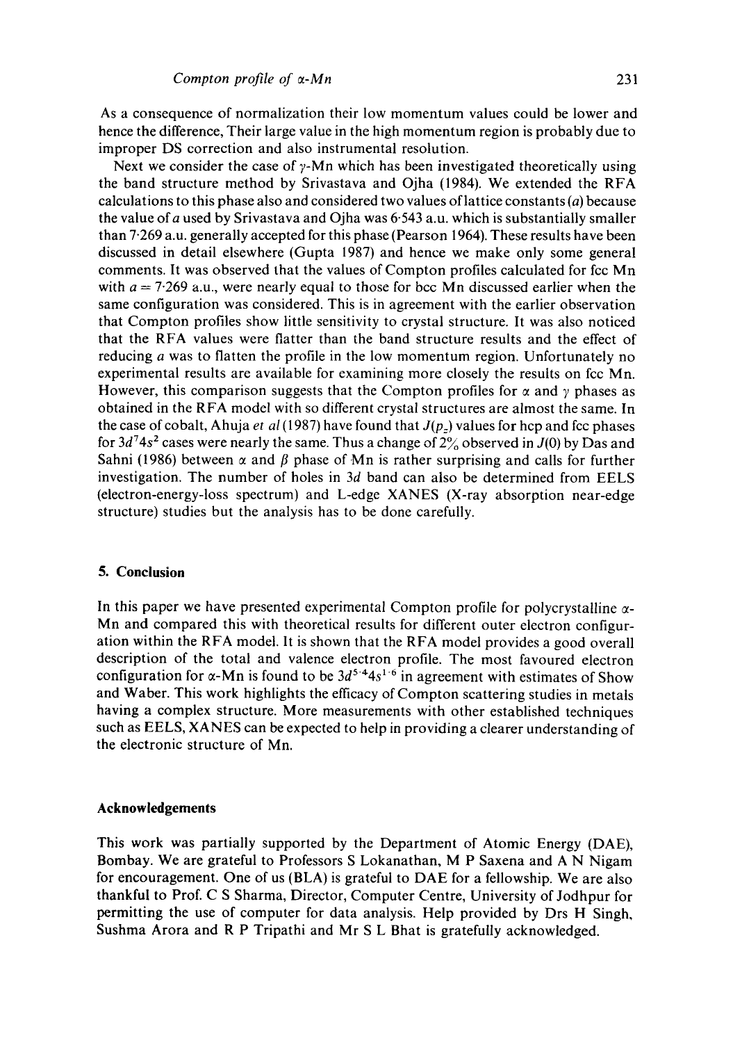As a consequence of normalization their low momentum values could be lower and hence the difference, Their large value in the high momentum region is probably due to improper DS correction and also instrumental resolution.

Next we consider the case of $\gamma$-Mn which has been investigated theoretically using the band structure method by Srivastava and Ojha (1984). We extended the RFA calculations to this phase also and considered two values of lattice constants ($a$) because the value of $a$ used by Srivastava and Ojha was 6·543 a.u. which is substantially smaller than 7·269 a.u. generally accepted for this phase (Pearson 1964). These results have been discussed in detail elsewhere (Gupta 1987) and hence we make only some general comments. It was observed that the values of Compton profiles calculated for fcc Mn with $a = 7{\cdot}269$ a.u., were nearly equal to those for bcc Mn discussed earlier when the same configuration was considered. This is in agreement with the earlier observation that Compton profiles show little sensitivity to crystal structure. It was also noticed that the RFA values were flatter than the band structure results and the effect of reducing $a$ was to flatten the profile in the low momentum region. Unfortunately no experimental results are available for examining more closely the results on fcc Mn. However, this comparison suggests that the Compton profiles for $\alpha$ and $\gamma$ phases as obtained in the RFA model with so different crystal structures are almost the same. In the case of cobalt, Ahuja *et al* (1987) have found that $J(p_z)$ values for hcp and fcc phases for $3d^7 4s^2$ cases were nearly the same. Thus a change of 2% observed in $J(0)$ by Das and Sahni (1986) between $\alpha$ and $\beta$ phase of Mn is rather surprising and calls for further investigation. The number of holes in $3d$ band can also be determined from EELS (electron-energy-loss spectrum) and L-edge XANES (X-ray absorption near-edge structure) studies but the analysis has to be done carefully.

## 5. Conclusion

In this paper we have presented experimental Compton profile for polycrystalline $\alpha$-Mn and compared this with theoretical results for different outer electron configuration within the RFA model. It is shown that the RFA model provides a good overall description of the total and valence electron profile. The most favoured electron configuration for $\alpha$-Mn is found to be $3d^{5\cdot 4}4s^{1\cdot 6}$ in agreement with estimates of Show and Waber. This work highlights the efficacy of Compton scattering studies in metals having a complex structure. More measurements with other established techniques such as EELS, XANES can be expected to help in providing a clearer understanding of the electronic structure of Mn.

### Acknowledgements

This work was partially supported by the Department of Atomic Energy (DAE), Bombay. We are grateful to Professors S Lokanathan, M P Saxena and A N Nigam for encouragement. One of us (BLA) is grateful to DAE for a fellowship. We are also thankful to Prof. C S Sharma, Director, Computer Centre, University of Jodhpur for permitting the use of computer for data analysis. Help provided by Drs H Singh, Sushma Arora and R P Tripathi and Mr S L Bhat is gratefully acknowledged.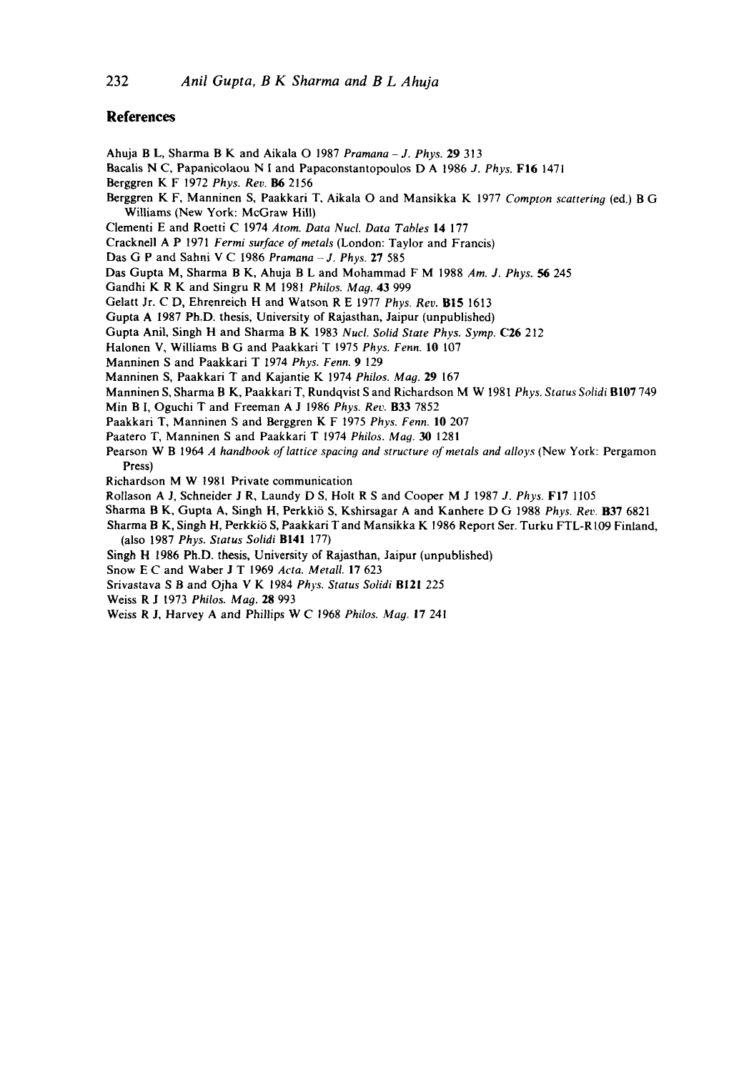## References

Ahuja B L, Sharma B K and Aikala O 1987 *Pramana – J. Phys.* **29** 313

Bacalis N C, Papanicolaou N I and Papaconstantopoulos D A 1986 *J. Phys.* **F16** 1471

Berggren K F 1972 *Phys. Rev.* **B6** 2156

Berggren K F, Manninen S, Paakkari T, Aikala O and Mansikka K 1977 *Compton scattering* (ed.) B G Williams (New York: McGraw Hill)

Clementi E and Roetti C 1974 *Atom. Data Nucl. Data Tables* **14** 177

Cracknell A P 1971 *Fermi surface of metals* (London: Taylor and Francis)

Das G P and Sahni V C 1986 *Pramana – J. Phys.* **27** 585

Das Gupta M, Sharma B K, Ahuja B L and Mohammad F M 1988 *Am. J. Phys.* **56** 245

Gandhi K R K and Singru R M 1981 *Philos. Mag.* **43** 999

Gelatt Jr. C D, Ehrenreich H and Watson R E 1977 *Phys. Rev.* **B15** 1613

Gupta A 1987 Ph.D. thesis, University of Rajasthan, Jaipur (unpublished)

Gupta Anil, Singh H and Sharma B K 1983 *Nucl. Solid State Phys. Symp.* **C26** 212

Halonen V, Williams B G and Paakkari T 1975 *Phys. Fenn.* **10** 107

Manninen S and Paakkari T 1974 *Phys. Fenn.* **9** 129

Manninen S, Paakkari T and Kajantie K 1974 *Philos. Mag.* **29** 167

Manninen S, Sharma B K, Paakkari T, Rundqvist S and Richardson M W 1981 *Phys. Status Solidi* **B107** 749

Min B I, Oguchi T and Freeman A J 1986 *Phys. Rev.* **B33** 7852

Paakkari T, Manninen S and Berggren K F 1975 *Phys. Fenn.* **10** 207

Paatero T, Manninen S and Paakkari T 1974 *Philos. Mag.* **30** 1281

Pearson W B 1964 *A handbook of lattice spacing and structure of metals and alloys* (New York: Pergamon Press)

Richardson M W 1981 Private communication

Rollason A J, Schneider J R, Laundy D S, Holt R S and Cooper M J 1987 *J. Phys.* **F17** 1105

Sharma B K, Gupta A, Singh H, Perkkiö S, Kshirsagar A and Kanhere D G 1988 *Phys. Rev.* **B37** 6821

Sharma B K, Singh H, Perkkiö S, Paakkari T and Mansikka K 1986 Report Ser. Turku FTL-R109 Finland, (also 1987 *Phys. Status Solidi* **B141** 177)

Singh H 1986 Ph.D. thesis, University of Rajasthan, Jaipur (unpublished)

Snow E C and Waber J T 1969 *Acta. Metall.* **17** 623

Srivastava S B and Ojha V K 1984 *Phys. Status Solidi* **B121** 225

Weiss R J 1973 *Philos. Mag.* **28** 993

Weiss R J, Harvey A and Phillips W C 1968 *Philos. Mag.* **17** 241